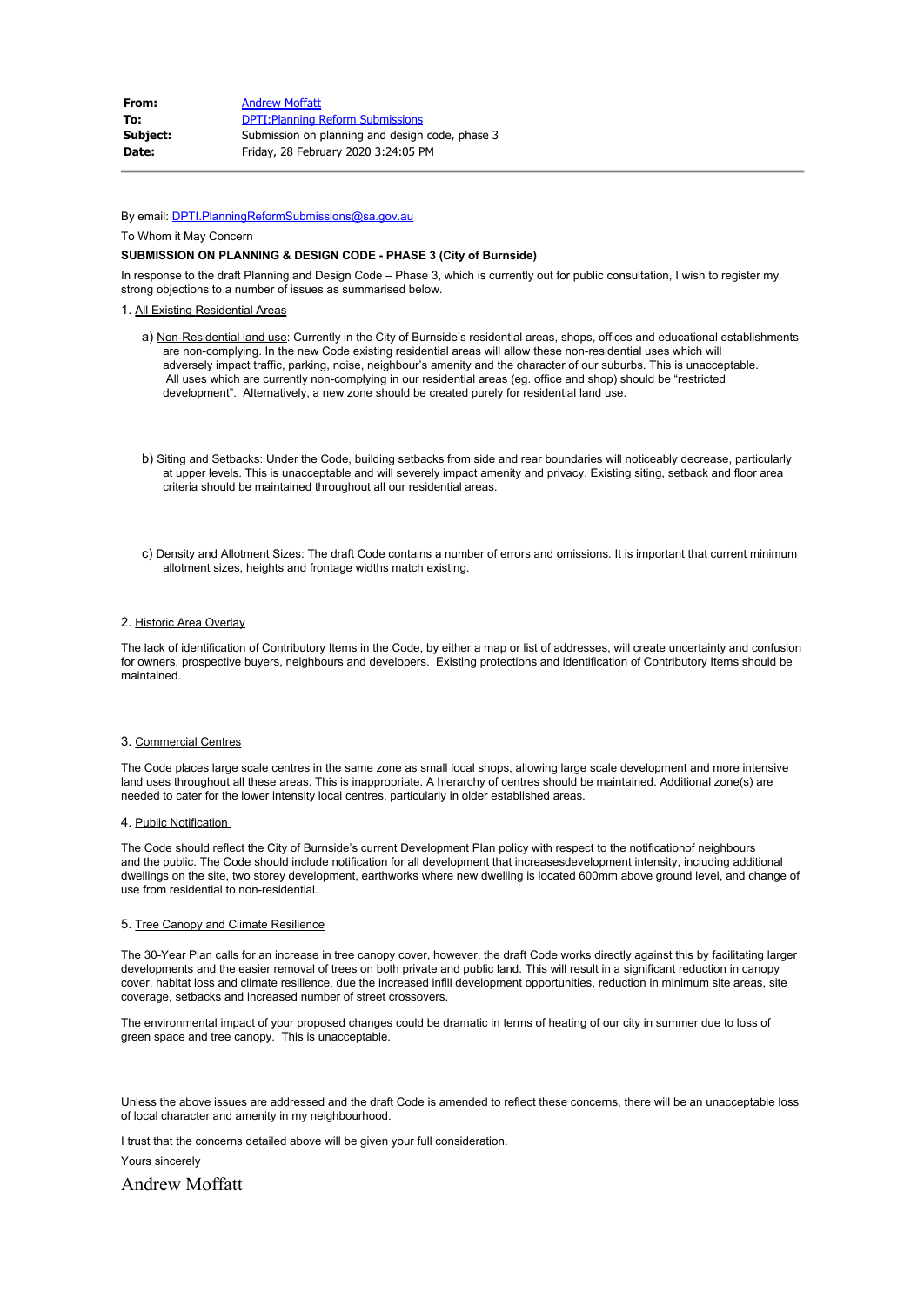| | |
|---|---|
| **From:** | Andrew Moffatt |
| **To:** | DPTI:Planning Reform Submissions |
| **Subject:** | Submission on planning and design code, phase 3 |
| **Date:** | Friday, 28 February 2020 3:24:05 PM |

---

By email: DPTI.PlanningReformSubmissions@sa.gov.au

To Whom it May Concern

**SUBMISSION ON PLANNING & DESIGN CODE - PHASE 3 (City of Burnside)**

In response to the draft Planning and Design Code – Phase 3, which is currently out for public consultation, I wish to register my strong objections to a number of issues as summarised below.

1. All Existing Residential Areas

   a) Non-Residential land use: Currently in the City of Burnside's residential areas, shops, offices and educational establishments are non-complying. In the new Code existing residential areas will allow these non-residential uses which will adversely impact traffic, parking, noise, neighbour's amenity and the character of our suburbs. This is unacceptable. All uses which are currently non-complying in our residential areas (eg. office and shop) should be "restricted development". Alternatively, a new zone should be created purely for residential land use.

   b) Siting and Setbacks: Under the Code, building setbacks from side and rear boundaries will noticeably decrease, particularly at upper levels. This is unacceptable and will severely impact amenity and privacy. Existing siting, setback and floor area criteria should be maintained throughout all our residential areas.

   c) Density and Allotment Sizes: The draft Code contains a number of errors and omissions. It is important that current minimum allotment sizes, heights and frontage widths match existing.

2. Historic Area Overlay

The lack of identification of Contributory Items in the Code, by either a map or list of addresses, will create uncertainty and confusion for owners, prospective buyers, neighbours and developers. Existing protections and identification of Contributory Items should be maintained.

3. Commercial Centres

The Code places large scale centres in the same zone as small local shops, allowing large scale development and more intensive land uses throughout all these areas. This is inappropriate. A hierarchy of centres should be maintained. Additional zone(s) are needed to cater for the lower intensity local centres, particularly in older established areas.

4. Public Notification

The Code should reflect the City of Burnside's current Development Plan policy with respect to the notificationof neighbours and the public. The Code should include notification for all development that increasesdevelopment intensity, including additional dwellings on the site, two storey development, earthworks where new dwelling is located 600mm above ground level, and change of use from residential to non-residential.

5. Tree Canopy and Climate Resilience

The 30-Year Plan calls for an increase in tree canopy cover, however, the draft Code works directly against this by facilitating larger developments and the easier removal of trees on both private and public land. This will result in a significant reduction in canopy cover, habitat loss and climate resilience, due the increased infill development opportunities, reduction in minimum site areas, site coverage, setbacks and increased number of street crossovers.

The environmental impact of your proposed changes could be dramatic in terms of heating of our city in summer due to loss of green space and tree canopy. This is unacceptable.

Unless the above issues are addressed and the draft Code is amended to reflect these concerns, there will be an unacceptable loss of local character and amenity in my neighbourhood.

I trust that the concerns detailed above will be given your full consideration.

Yours sincerely

Andrew Moffatt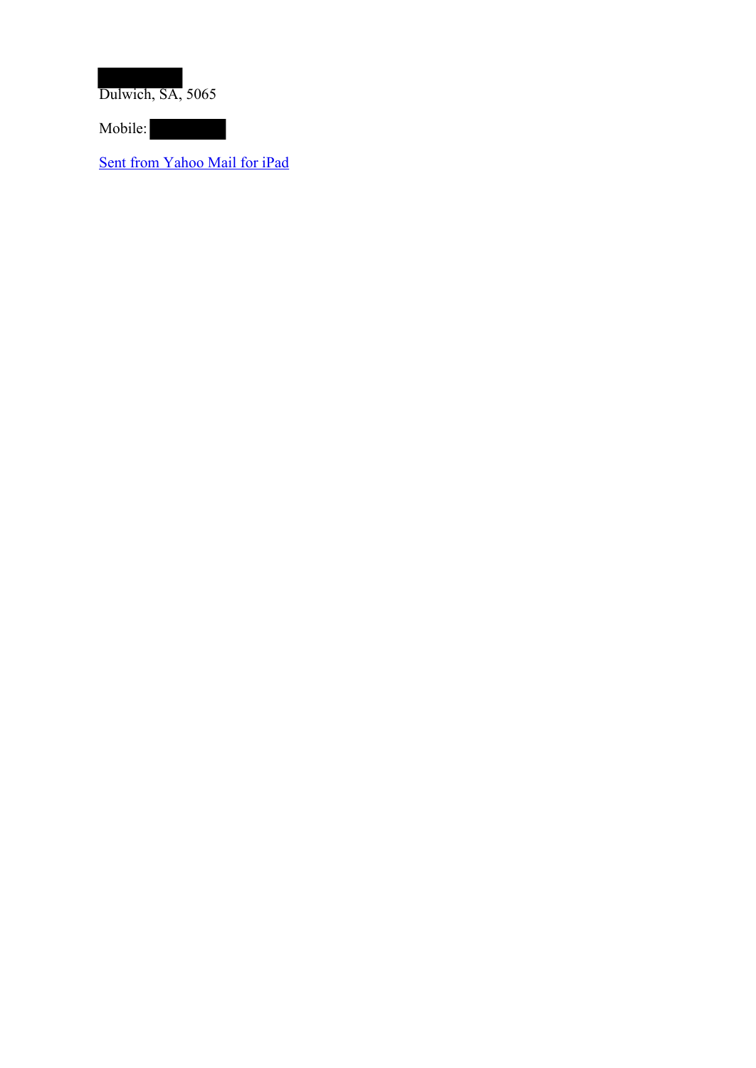Dulwich, SA, 5065

Mobile:

Sent from Yahoo Mail for iPad